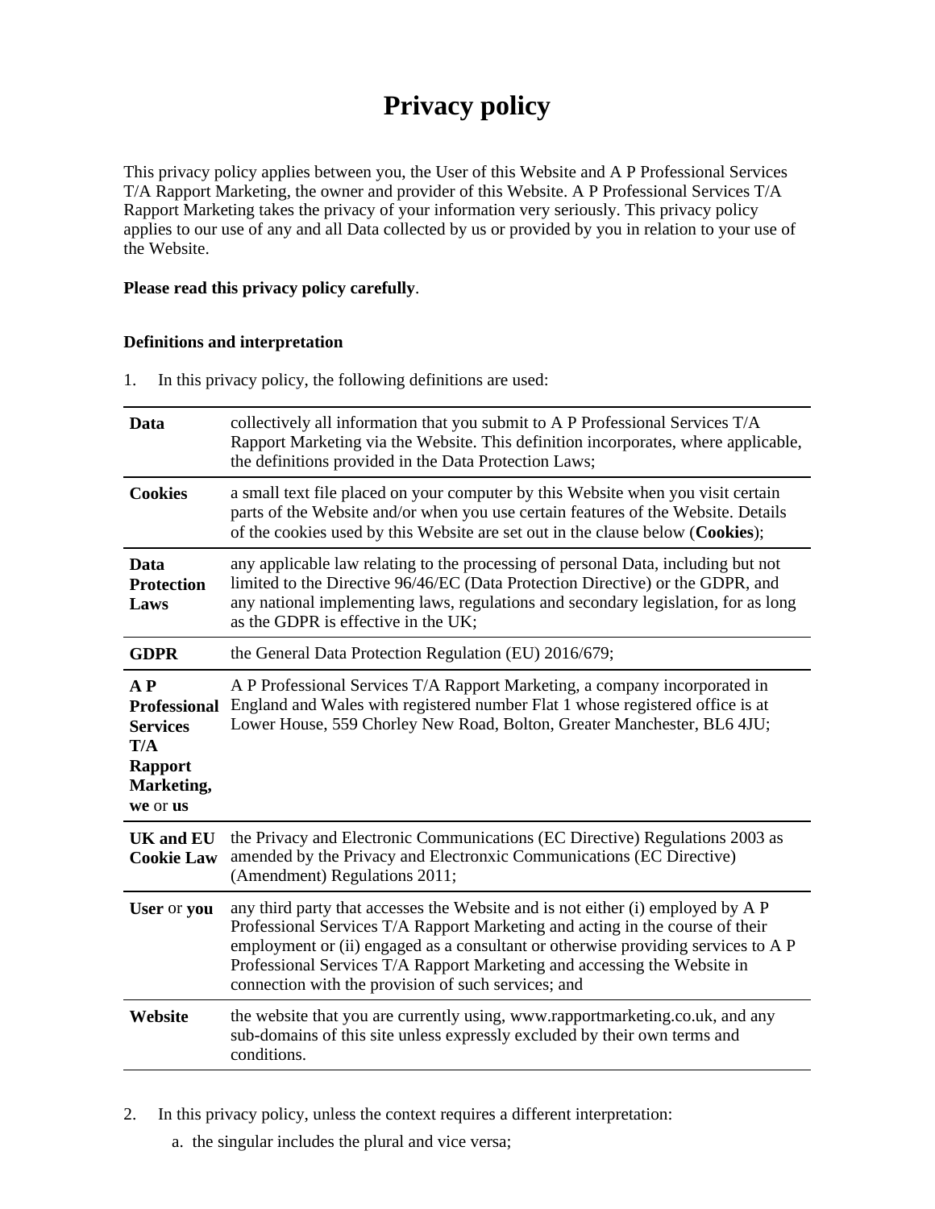# Privacy policy

This privacy policy applies between you, the User of this Website and A P Professional Services T/A Rapport Marketing, the owner and provider of this Website. A P Professional Services T/A Rapport Marketing takes the privacy of your information very seriously. This privacy policy applies to our use of any and all Data collected by us or provided by you in relation to your use of the Website.

**Please read this privacy policy carefully**.

**Definitions and interpretation**

1. In this privacy policy, the following definitions are used:

| | |
|---|---|
| **Data** | collectively all information that you submit to A P Professional Services T/A Rapport Marketing via the Website. This definition incorporates, where applicable, the definitions provided in the Data Protection Laws; |
| **Cookies** | a small text file placed on your computer by this Website when you visit certain parts of the Website and/or when you use certain features of the Website. Details of the cookies used by this Website are set out in the clause below (**Cookies**); |
| **Data Protection Laws** | any applicable law relating to the processing of personal Data, including but not limited to the Directive 96/46/EC (Data Protection Directive) or the GDPR, and any national implementing laws, regulations and secondary legislation, for as long as the GDPR is effective in the UK; |
| **GDPR** | the General Data Protection Regulation (EU) 2016/679; |
| **A P Professional Services T/A Rapport Marketing, we** or **us** | A P Professional Services T/A Rapport Marketing, a company incorporated in England and Wales with registered number Flat 1 whose registered office is at Lower House, 559 Chorley New Road, Bolton, Greater Manchester, BL6 4JU; |
| **UK and EU Cookie Law** | the Privacy and Electronic Communications (EC Directive) Regulations 2003 as amended by the Privacy and Electronxic Communications (EC Directive) (Amendment) Regulations 2011; |
| **User** or **you** | any third party that accesses the Website and is not either (i) employed by A P Professional Services T/A Rapport Marketing and acting in the course of their employment or (ii) engaged as a consultant or otherwise providing services to A P Professional Services T/A Rapport Marketing and accessing the Website in connection with the provision of such services; and |
| **Website** | the website that you are currently using, www.rapportmarketing.co.uk, and any sub-domains of this site unless expressly excluded by their own terms and conditions. |

2. In this privacy policy, unless the context requires a different interpretation:

   a. the singular includes the plural and vice versa;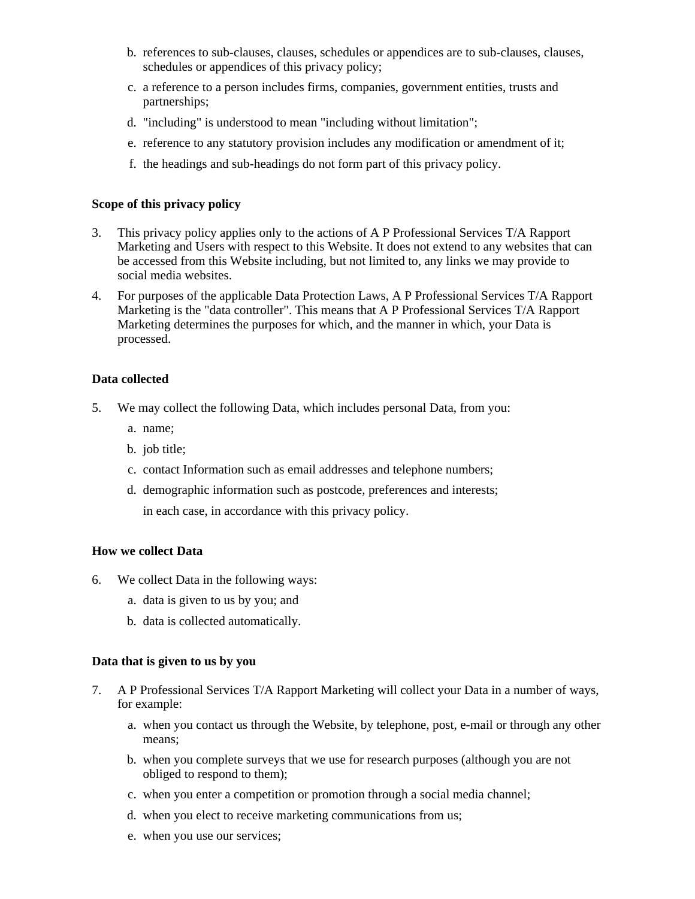b. references to sub-clauses, clauses, schedules or appendices are to sub-clauses, clauses, schedules or appendices of this privacy policy;

c. a reference to a person includes firms, companies, government entities, trusts and partnerships;

d. "including" is understood to mean "including without limitation";

e. reference to any statutory provision includes any modification or amendment of it;

f. the headings and sub-headings do not form part of this privacy policy.

**Scope of this privacy policy**

3. This privacy policy applies only to the actions of A P Professional Services T/A Rapport Marketing and Users with respect to this Website. It does not extend to any websites that can be accessed from this Website including, but not limited to, any links we may provide to social media websites.

4. For purposes of the applicable Data Protection Laws, A P Professional Services T/A Rapport Marketing is the "data controller". This means that A P Professional Services T/A Rapport Marketing determines the purposes for which, and the manner in which, your Data is processed.

**Data collected**

5. We may collect the following Data, which includes personal Data, from you:

   a. name;

   b. job title;

   c. contact Information such as email addresses and telephone numbers;

   d. demographic information such as postcode, preferences and interests;

   in each case, in accordance with this privacy policy.

**How we collect Data**

6. We collect Data in the following ways:

   a. data is given to us by you; and

   b. data is collected automatically.

**Data that is given to us by you**

7. A P Professional Services T/A Rapport Marketing will collect your Data in a number of ways, for example:

   a. when you contact us through the Website, by telephone, post, e-mail or through any other means;

   b. when you complete surveys that we use for research purposes (although you are not obliged to respond to them);

   c. when you enter a competition or promotion through a social media channel;

   d. when you elect to receive marketing communications from us;

   e. when you use our services;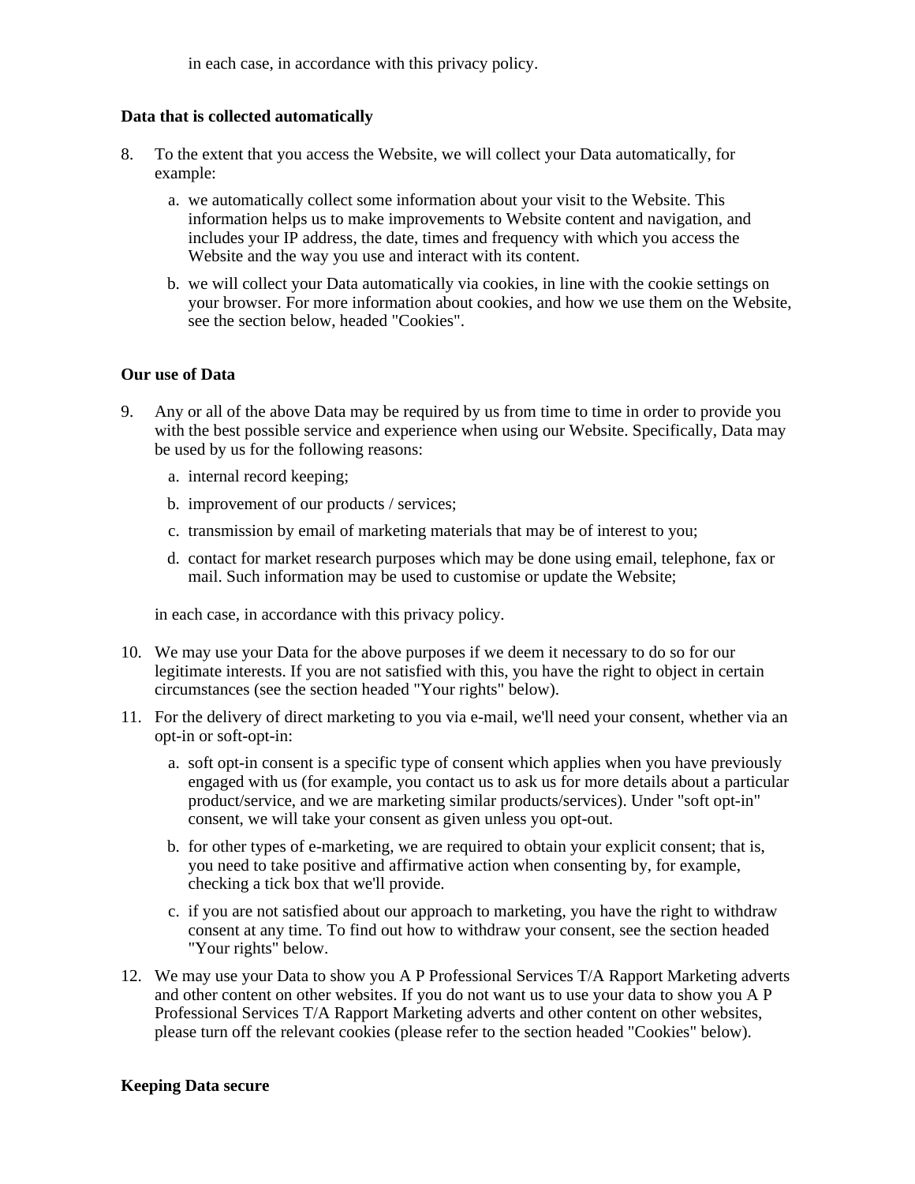in each case, in accordance with this privacy policy.

**Data that is collected automatically**

8. To the extent that you access the Website, we will collect your Data automatically, for example:

   a. we automatically collect some information about your visit to the Website. This information helps us to make improvements to Website content and navigation, and includes your IP address, the date, times and frequency with which you access the Website and the way you use and interact with its content.

   b. we will collect your Data automatically via cookies, in line with the cookie settings on your browser. For more information about cookies, and how we use them on the Website, see the section below, headed "Cookies".

**Our use of Data**

9. Any or all of the above Data may be required by us from time to time in order to provide you with the best possible service and experience when using our Website. Specifically, Data may be used by us for the following reasons:

   a. internal record keeping;

   b. improvement of our products / services;

   c. transmission by email of marketing materials that may be of interest to you;

   d. contact for market research purposes which may be done using email, telephone, fax or mail. Such information may be used to customise or update the Website;

   in each case, in accordance with this privacy policy.

10. We may use your Data for the above purposes if we deem it necessary to do so for our legitimate interests. If you are not satisfied with this, you have the right to object in certain circumstances (see the section headed "Your rights" below).

11. For the delivery of direct marketing to you via e-mail, we'll need your consent, whether via an opt-in or soft-opt-in:

    a. soft opt-in consent is a specific type of consent which applies when you have previously engaged with us (for example, you contact us to ask us for more details about a particular product/service, and we are marketing similar products/services). Under "soft opt-in" consent, we will take your consent as given unless you opt-out.

    b. for other types of e-marketing, we are required to obtain your explicit consent; that is, you need to take positive and affirmative action when consenting by, for example, checking a tick box that we'll provide.

    c. if you are not satisfied about our approach to marketing, you have the right to withdraw consent at any time. To find out how to withdraw your consent, see the section headed "Your rights" below.

12. We may use your Data to show you A P Professional Services T/A Rapport Marketing adverts and other content on other websites. If you do not want us to use your data to show you A P Professional Services T/A Rapport Marketing adverts and other content on other websites, please turn off the relevant cookies (please refer to the section headed "Cookies" below).

**Keeping Data secure**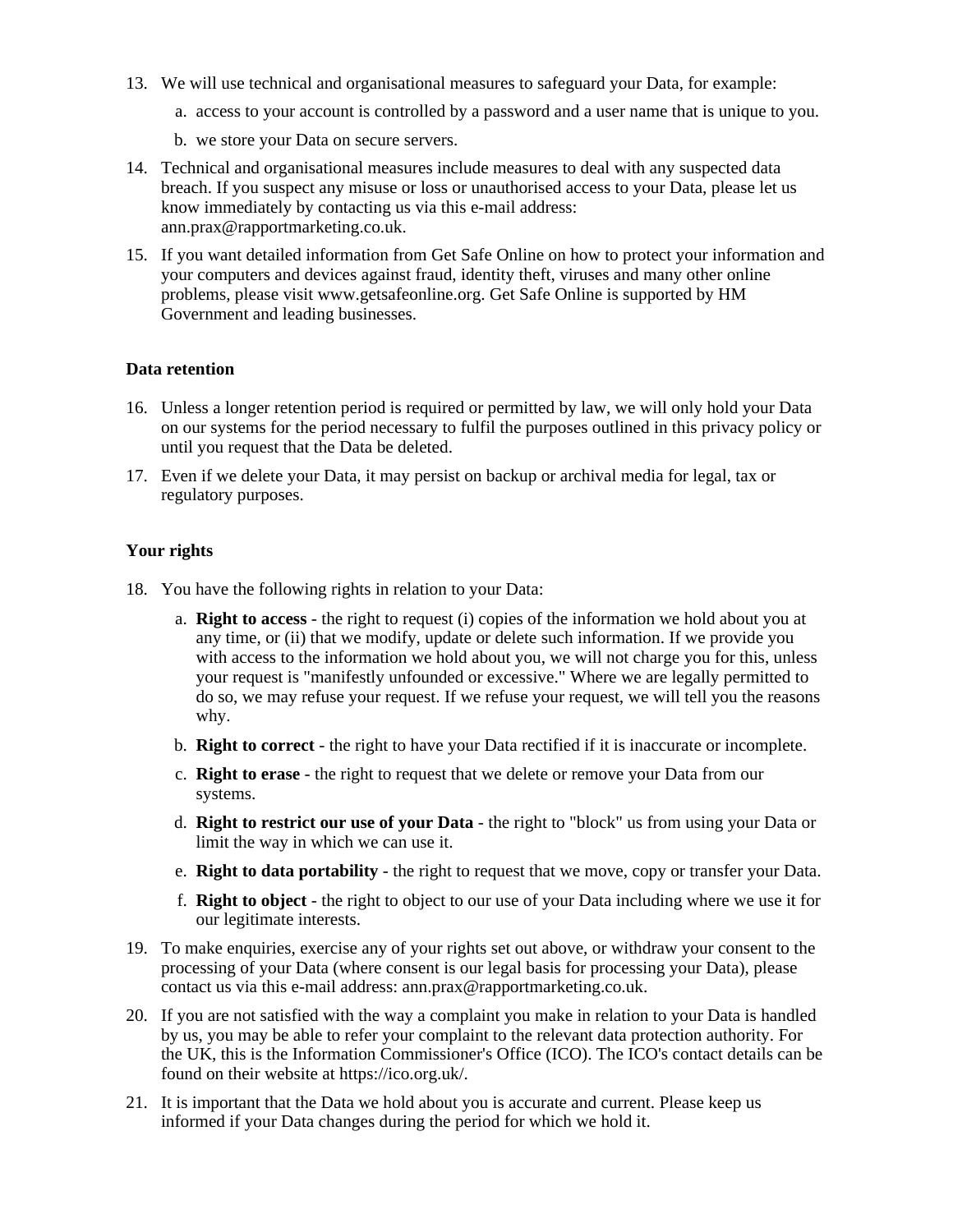13. We will use technical and organisational measures to safeguard your Data, for example:

    a. access to your account is controlled by a password and a user name that is unique to you.

    b. we store your Data on secure servers.

14. Technical and organisational measures include measures to deal with any suspected data breach. If you suspect any misuse or loss or unauthorised access to your Data, please let us know immediately by contacting us via this e-mail address: ann.prax@rapportmarketing.co.uk.

15. If you want detailed information from Get Safe Online on how to protect your information and your computers and devices against fraud, identity theft, viruses and many other online problems, please visit www.getsafeonline.org. Get Safe Online is supported by HM Government and leading businesses.

**Data retention**

16. Unless a longer retention period is required or permitted by law, we will only hold your Data on our systems for the period necessary to fulfil the purposes outlined in this privacy policy or until you request that the Data be deleted.

17. Even if we delete your Data, it may persist on backup or archival media for legal, tax or regulatory purposes.

**Your rights**

18. You have the following rights in relation to your Data:

    a. **Right to access** - the right to request (i) copies of the information we hold about you at any time, or (ii) that we modify, update or delete such information. If we provide you with access to the information we hold about you, we will not charge you for this, unless your request is "manifestly unfounded or excessive." Where we are legally permitted to do so, we may refuse your request. If we refuse your request, we will tell you the reasons why.

    b. **Right to correct** - the right to have your Data rectified if it is inaccurate or incomplete.

    c. **Right to erase** - the right to request that we delete or remove your Data from our systems.

    d. **Right to restrict our use of your Data** - the right to "block" us from using your Data or limit the way in which we can use it.

    e. **Right to data portability** - the right to request that we move, copy or transfer your Data.

    f. **Right to object** - the right to object to our use of your Data including where we use it for our legitimate interests.

19. To make enquiries, exercise any of your rights set out above, or withdraw your consent to the processing of your Data (where consent is our legal basis for processing your Data), please contact us via this e-mail address: ann.prax@rapportmarketing.co.uk.

20. If you are not satisfied with the way a complaint you make in relation to your Data is handled by us, you may be able to refer your complaint to the relevant data protection authority. For the UK, this is the Information Commissioner's Office (ICO). The ICO's contact details can be found on their website at https://ico.org.uk/.

21. It is important that the Data we hold about you is accurate and current. Please keep us informed if your Data changes during the period for which we hold it.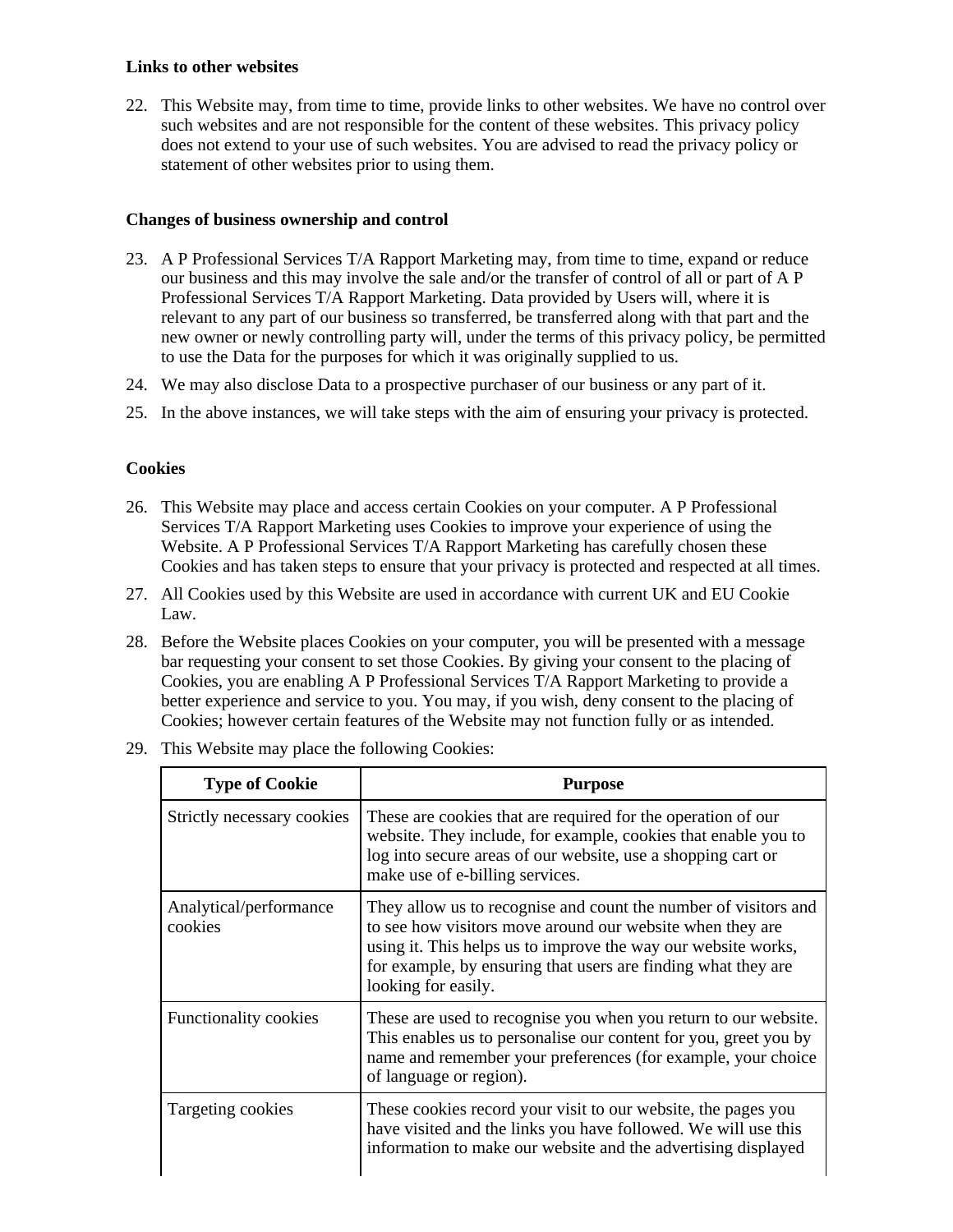**Links to other websites**

22. This Website may, from time to time, provide links to other websites. We have no control over such websites and are not responsible for the content of these websites. This privacy policy does not extend to your use of such websites. You are advised to read the privacy policy or statement of other websites prior to using them.

**Changes of business ownership and control**

23. A P Professional Services T/A Rapport Marketing may, from time to time, expand or reduce our business and this may involve the sale and/or the transfer of control of all or part of A P Professional Services T/A Rapport Marketing. Data provided by Users will, where it is relevant to any part of our business so transferred, be transferred along with that part and the new owner or newly controlling party will, under the terms of this privacy policy, be permitted to use the Data for the purposes for which it was originally supplied to us.
24. We may also disclose Data to a prospective purchaser of our business or any part of it.
25. In the above instances, we will take steps with the aim of ensuring your privacy is protected.

**Cookies**

26. This Website may place and access certain Cookies on your computer. A P Professional Services T/A Rapport Marketing uses Cookies to improve your experience of using the Website. A P Professional Services T/A Rapport Marketing has carefully chosen these Cookies and has taken steps to ensure that your privacy is protected and respected at all times.
27. All Cookies used by this Website are used in accordance with current UK and EU Cookie Law.
28. Before the Website places Cookies on your computer, you will be presented with a message bar requesting your consent to set those Cookies. By giving your consent to the placing of Cookies, you are enabling A P Professional Services T/A Rapport Marketing to provide a better experience and service to you. You may, if you wish, deny consent to the placing of Cookies; however certain features of the Website may not function fully or as intended.
29. This Website may place the following Cookies:

| Type of Cookie | Purpose |
|---|---|
| Strictly necessary cookies | These are cookies that are required for the operation of our website. They include, for example, cookies that enable you to log into secure areas of our website, use a shopping cart or make use of e-billing services. |
| Analytical/performance cookies | They allow us to recognise and count the number of visitors and to see how visitors move around our website when they are using it. This helps us to improve the way our website works, for example, by ensuring that users are finding what they are looking for easily. |
| Functionality cookies | These are used to recognise you when you return to our website. This enables us to personalise our content for you, greet you by name and remember your preferences (for example, your choice of language or region). |
| Targeting cookies | These cookies record your visit to our website, the pages you have visited and the links you have followed. We will use this information to make our website and the advertising displayed |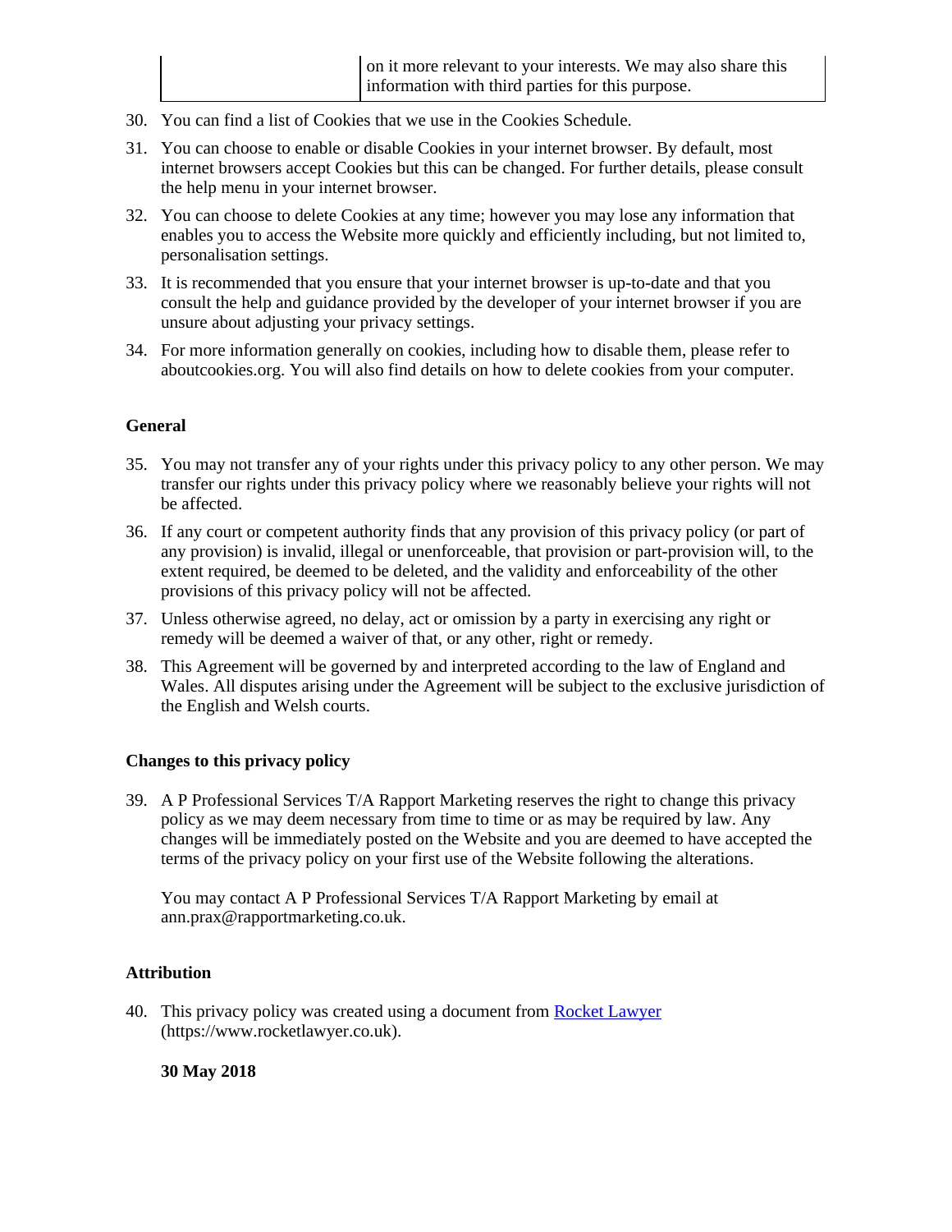| | on it more relevant to your interests. We may also share this information with third parties for this purpose. |
|---|---|

30. You can find a list of Cookies that we use in the Cookies Schedule.

31. You can choose to enable or disable Cookies in your internet browser. By default, most internet browsers accept Cookies but this can be changed. For further details, please consult the help menu in your internet browser.

32. You can choose to delete Cookies at any time; however you may lose any information that enables you to access the Website more quickly and efficiently including, but not limited to, personalisation settings.

33. It is recommended that you ensure that your internet browser is up-to-date and that you consult the help and guidance provided by the developer of your internet browser if you are unsure about adjusting your privacy settings.

34. For more information generally on cookies, including how to disable them, please refer to aboutcookies.org. You will also find details on how to delete cookies from your computer.

**General**

35. You may not transfer any of your rights under this privacy policy to any other person. We may transfer our rights under this privacy policy where we reasonably believe your rights will not be affected.

36. If any court or competent authority finds that any provision of this privacy policy (or part of any provision) is invalid, illegal or unenforceable, that provision or part-provision will, to the extent required, be deemed to be deleted, and the validity and enforceability of the other provisions of this privacy policy will not be affected.

37. Unless otherwise agreed, no delay, act or omission by a party in exercising any right or remedy will be deemed a waiver of that, or any other, right or remedy.

38. This Agreement will be governed by and interpreted according to the law of England and Wales. All disputes arising under the Agreement will be subject to the exclusive jurisdiction of the English and Welsh courts.

**Changes to this privacy policy**

39. A P Professional Services T/A Rapport Marketing reserves the right to change this privacy policy as we may deem necessary from time to time or as may be required by law. Any changes will be immediately posted on the Website and you are deemed to have accepted the terms of the privacy policy on your first use of the Website following the alterations.

    You may contact A P Professional Services T/A Rapport Marketing by email at ann.prax@rapportmarketing.co.uk.

**Attribution**

40. This privacy policy was created using a document from [Rocket Lawyer](https://www.rocketlawyer.co.uk) (https://www.rocketlawyer.co.uk).

    **30 May 2018**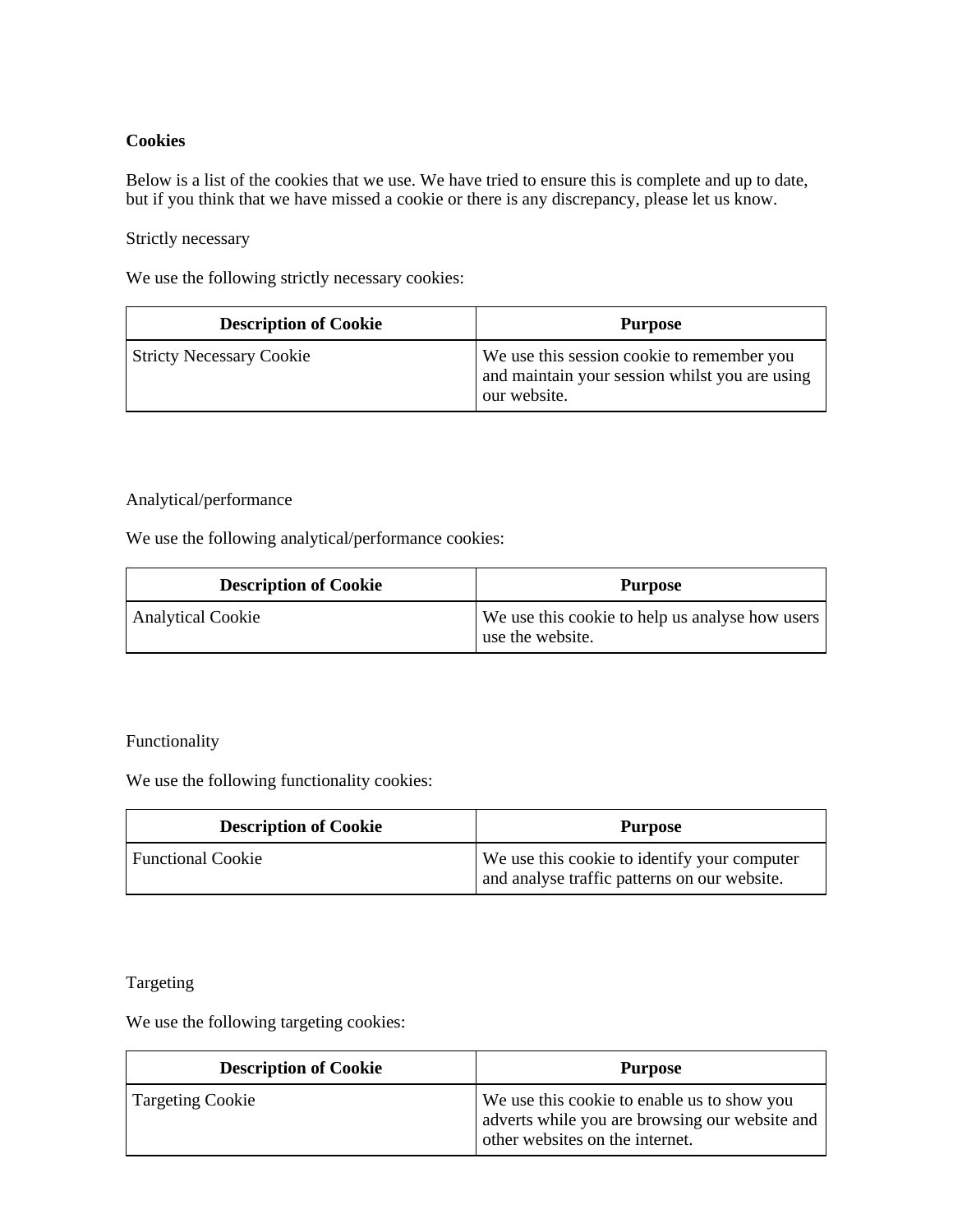**Cookies**

Below is a list of the cookies that we use. We have tried to ensure this is complete and up to date, but if you think that we have missed a cookie or there is any discrepancy, please let us know.

Strictly necessary

We use the following strictly necessary cookies:

| Description of Cookie | Purpose |
| --- | --- |
| Stricty Necessary Cookie | We use this session cookie to remember you and maintain your session whilst you are using our website. |

Analytical/performance

We use the following analytical/performance cookies:

| Description of Cookie | Purpose |
| --- | --- |
| Analytical Cookie | We use this cookie to help us analyse how users use the website. |

Functionality

We use the following functionality cookies:

| Description of Cookie | Purpose |
| --- | --- |
| Functional Cookie | We use this cookie to identify your computer and analyse traffic patterns on our website. |

Targeting

We use the following targeting cookies:

| Description of Cookie | Purpose |
| --- | --- |
| Targeting Cookie | We use this cookie to enable us to show you adverts while you are browsing our website and other websites on the internet. |